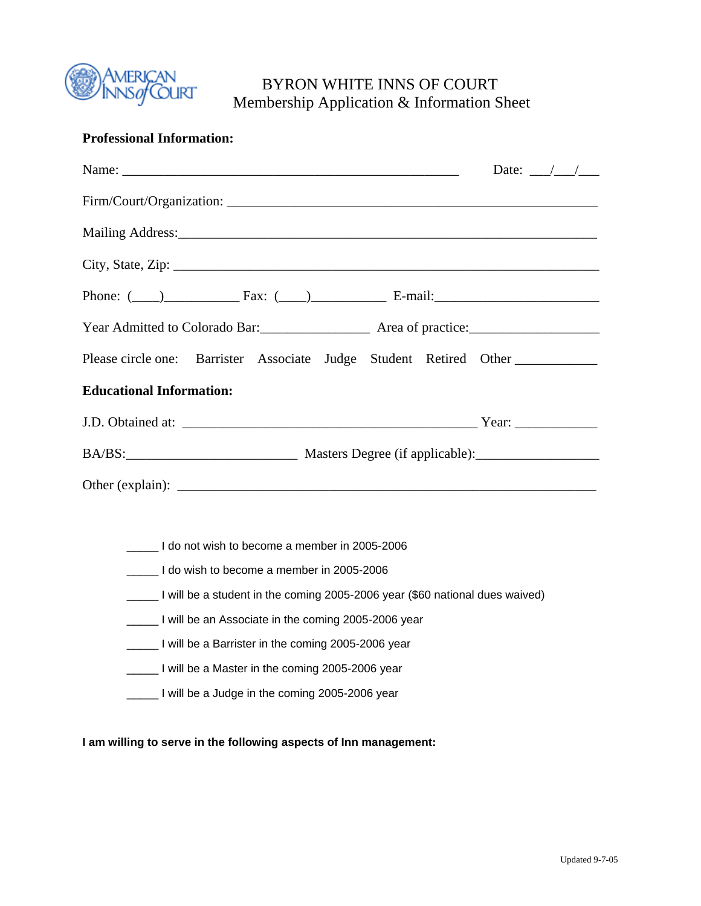# BYRON WHITE INNS OF COURT

## Membership Application & Information Sheet

**Professional Information:**

Name: _______________________________________________ Date: ___/___/___

Firm/Court/Organization: _______________________________________________

Mailing Address: _______________________________________________

City, State, Zip: _______________________________________________

Phone: (____)___________ Fax: (____)___________ E-mail: _______________________

Year Admitted to Colorado Bar: _______________ Area of practice: __________________

Please circle one: Barrister Associate Judge Student Retired Other ___________

**Educational Information:**

J.D. Obtained at: ________________________________________ Year: ___________

BA/BS: ________________________ Masters Degree (if applicable): _________________

Other (explain): _______________________________________________

_____ I do not wish to become a member in 2005-2006

_____ I do wish to become a member in 2005-2006

_____ I will be a student in the coming 2005-2006 year ($60 national dues waived)

_____ I will be an Associate in the coming 2005-2006 year

_____ I will be a Barrister in the coming 2005-2006 year

_____ I will be a Master in the coming 2005-2006 year

_____ I will be a Judge in the coming 2005-2006 year

**I am willing to serve in the following aspects of Inn management:**

Updated 9-7-05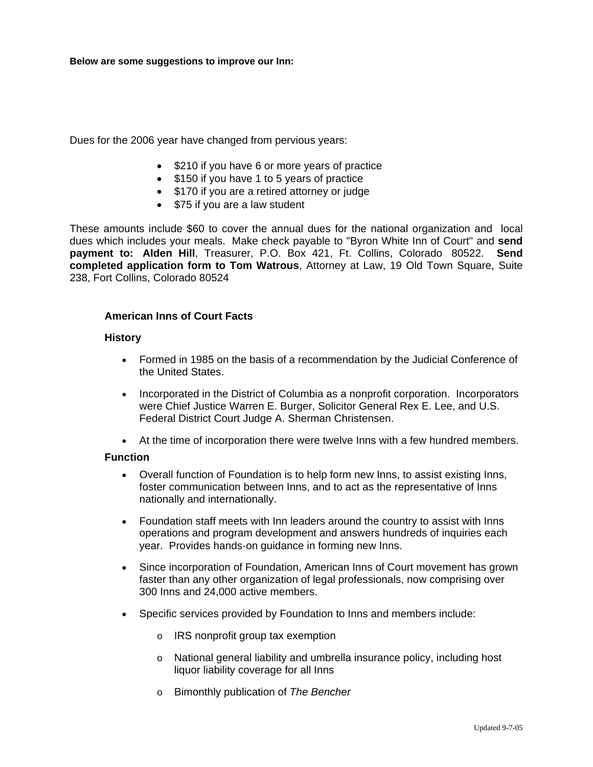**Below are some suggestions to improve our Inn:**

Dues for the 2006 year have changed from pervious years:

- $210 if you have 6 or more years of practice
- $150 if you have 1 to 5 years of practice
- $170 if you are a retired attorney or judge
- $75 if you are a law student

These amounts include $60 to cover the annual dues for the national organization and local dues which includes your meals. Make check payable to "Byron White Inn of Court" and **send payment to: Alden Hill**, Treasurer, P.O. Box 421, Ft. Collins, Colorado 80522. **Send completed application form to Tom Watrous**, Attorney at Law, 19 Old Town Square, Suite 238, Fort Collins, Colorado 80524

**American Inns of Court Facts**

**History**

- Formed in 1985 on the basis of a recommendation by the Judicial Conference of the United States.
- Incorporated in the District of Columbia as a nonprofit corporation. Incorporators were Chief Justice Warren E. Burger, Solicitor General Rex E. Lee, and U.S. Federal District Court Judge A. Sherman Christensen.
- At the time of incorporation there were twelve Inns with a few hundred members.

**Function**

- Overall function of Foundation is to help form new Inns, to assist existing Inns, foster communication between Inns, and to act as the representative of Inns nationally and internationally.
- Foundation staff meets with Inn leaders around the country to assist with Inns operations and program development and answers hundreds of inquiries each year. Provides hands-on guidance in forming new Inns.
- Since incorporation of Foundation, American Inns of Court movement has grown faster than any other organization of legal professionals, now comprising over 300 Inns and 24,000 active members.
- Specific services provided by Foundation to Inns and members include:
  - IRS nonprofit group tax exemption
  - National general liability and umbrella insurance policy, including host liquor liability coverage for all Inns
  - Bimonthly publication of *The Bencher*

Updated 9-7-05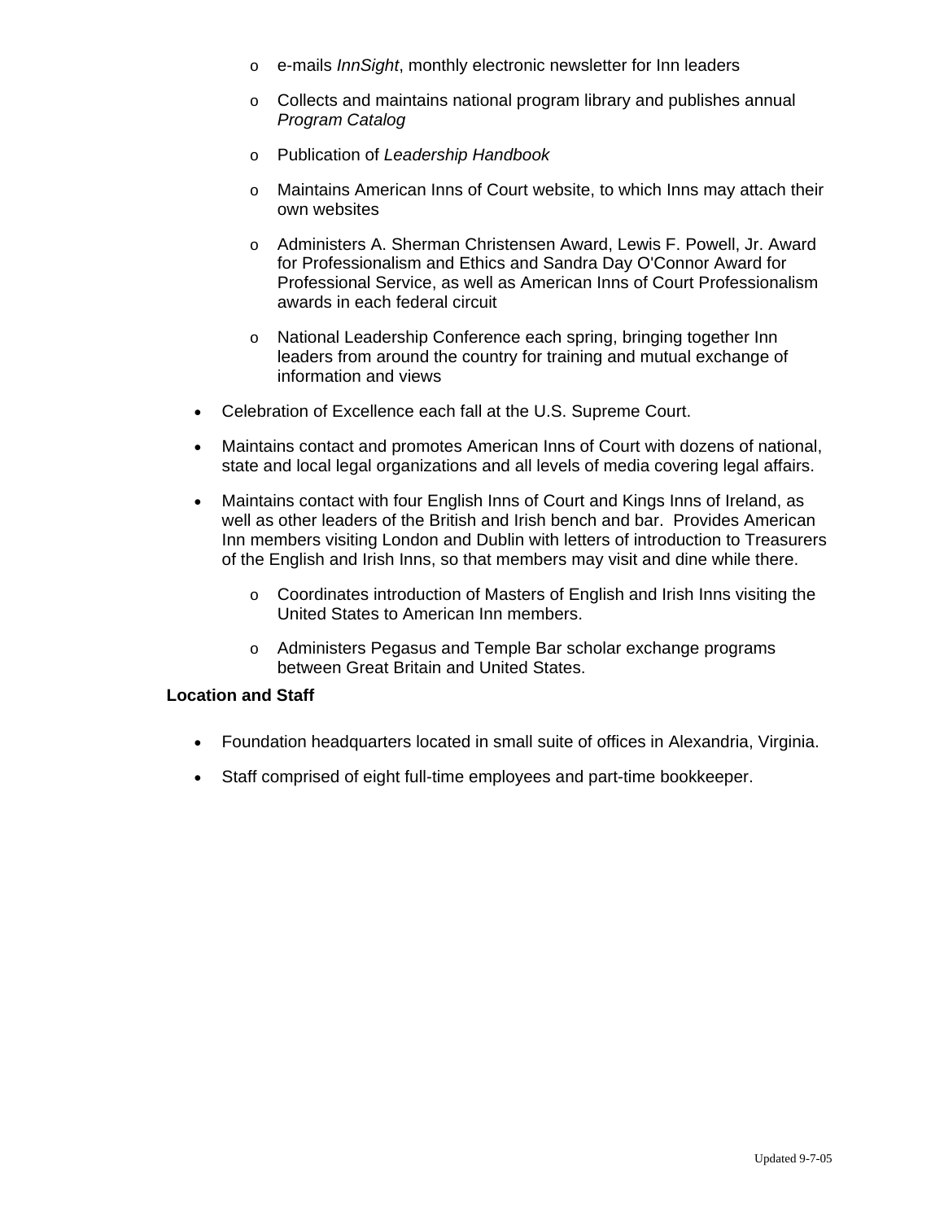- e-mails *InnSight*, monthly electronic newsletter for Inn leaders
    - Collects and maintains national program library and publishes annual *Program Catalog*
    - Publication of *Leadership Handbook*
    - Maintains American Inns of Court website, to which Inns may attach their own websites
    - Administers A. Sherman Christensen Award, Lewis F. Powell, Jr. Award for Professionalism and Ethics and Sandra Day O'Connor Award for Professional Service, as well as American Inns of Court Professionalism awards in each federal circuit
    - National Leadership Conference each spring, bringing together Inn leaders from around the country for training and mutual exchange of information and views

- Celebration of Excellence each fall at the U.S. Supreme Court.
- Maintains contact and promotes American Inns of Court with dozens of national, state and local legal organizations and all levels of media covering legal affairs.
- Maintains contact with four English Inns of Court and Kings Inns of Ireland, as well as other leaders of the British and Irish bench and bar. Provides American Inn members visiting London and Dublin with letters of introduction to Treasurers of the English and Irish Inns, so that members may visit and dine while there.
    - Coordinates introduction of Masters of English and Irish Inns visiting the United States to American Inn members.
    - Administers Pegasus and Temple Bar scholar exchange programs between Great Britain and United States.

**Location and Staff**

- Foundation headquarters located in small suite of offices in Alexandria, Virginia.
- Staff comprised of eight full-time employees and part-time bookkeeper.

Updated 9-7-05